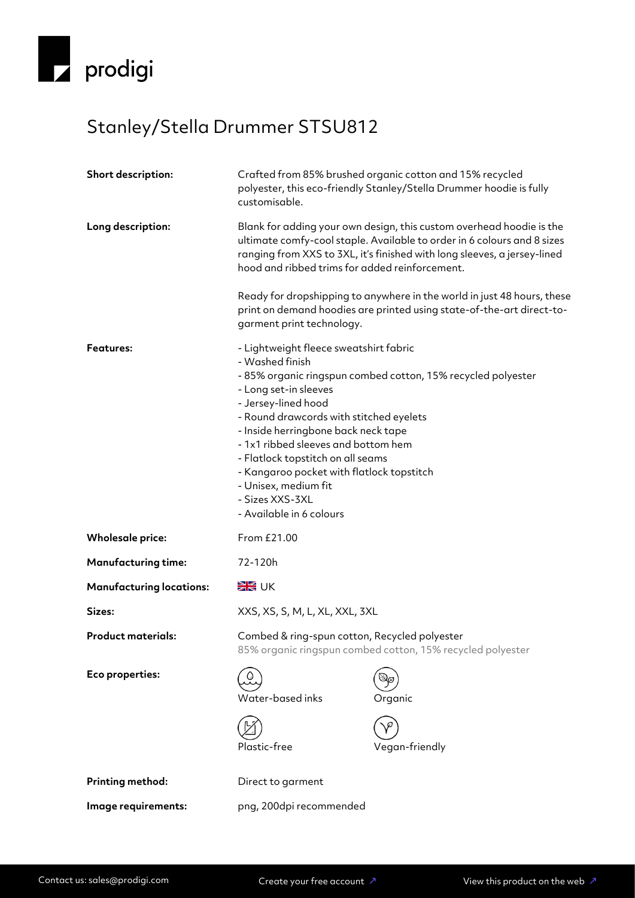prodigi

# Stanley/Stella Drummer STSU812

**Short description:** Crafted from 85% brushed organic cotton and 15% recycled polyester, this eco-friendly Stanley/Stella Drummer hoodie is fully customisable.

**Long description:** Blank for adding your own design, this custom overhead hoodie is the ultimate comfy-cool staple. Available to order in 6 colours and 8 sizes ranging from XXS to 3XL, it's finished with long sleeves, a jersey-lined hood and ribbed trims for added reinforcement.

Ready for dropshipping to anywhere in the world in just 48 hours, these print on demand hoodies are printed using state-of-the-art direct-to-garment print technology.

**Features:**

- Lightweight fleece sweatshirt fabric
- Washed finish
- 85% organic ringspun combed cotton, 15% recycled polyester
- Long set-in sleeves
- Jersey-lined hood
- Round drawcords with stitched eyelets
- Inside herringbone back neck tape
- 1x1 ribbed sleeves and bottom hem
- Flatlock topstitch on all seams
- Kangaroo pocket with flatlock topstitch
- Unisex, medium fit
- Sizes XXS-3XL
- Available in 6 colours

**Wholesale price:** From £21.00

**Manufacturing time:** 72-120h

**Manufacturing locations:** UK

**Sizes:** XXS, XS, S, M, L, XL, XXL, 3XL

**Product materials:** Combed & ring-spun cotton, Recycled polyester
85% organic ringspun combed cotton, 15% recycled polyester

**Eco properties:**

- Water-based inks
- Organic
- Plastic-free
- Vegan-friendly

**Printing method:** Direct to garment

**Image requirements:** png, 200dpi recommended

Contact us: sales@prodigi.com | Create your free account ↗ | View this product on the web ↗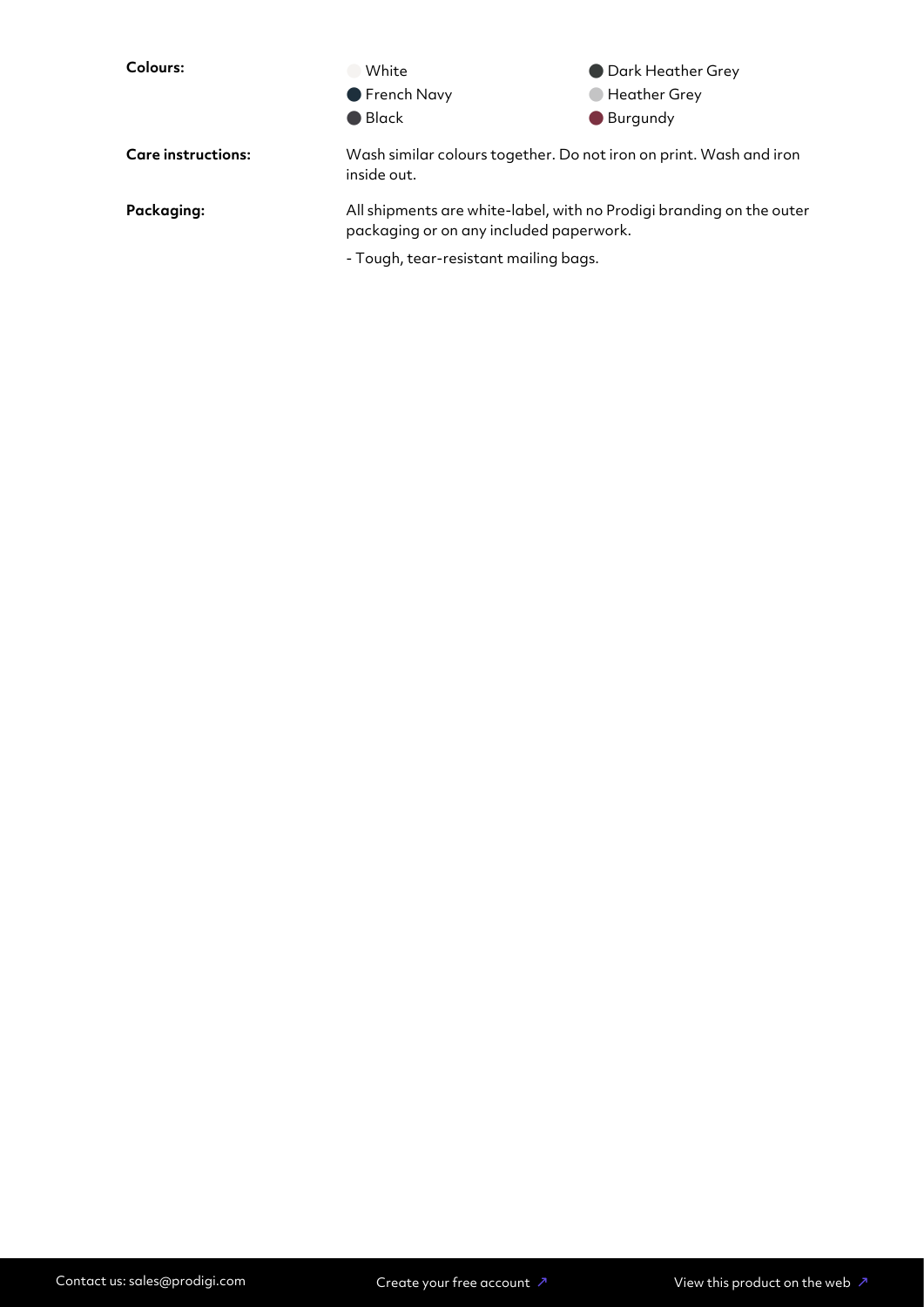**Colours:**

- White
- French Navy
- Black
- Dark Heather Grey
- Heather Grey
- Burgundy

**Care instructions:**

Wash similar colours together. Do not iron on print. Wash and iron inside out.

**Packaging:**

All shipments are white-label, with no Prodigi branding on the outer packaging or on any included paperwork.

- Tough, tear-resistant mailing bags.